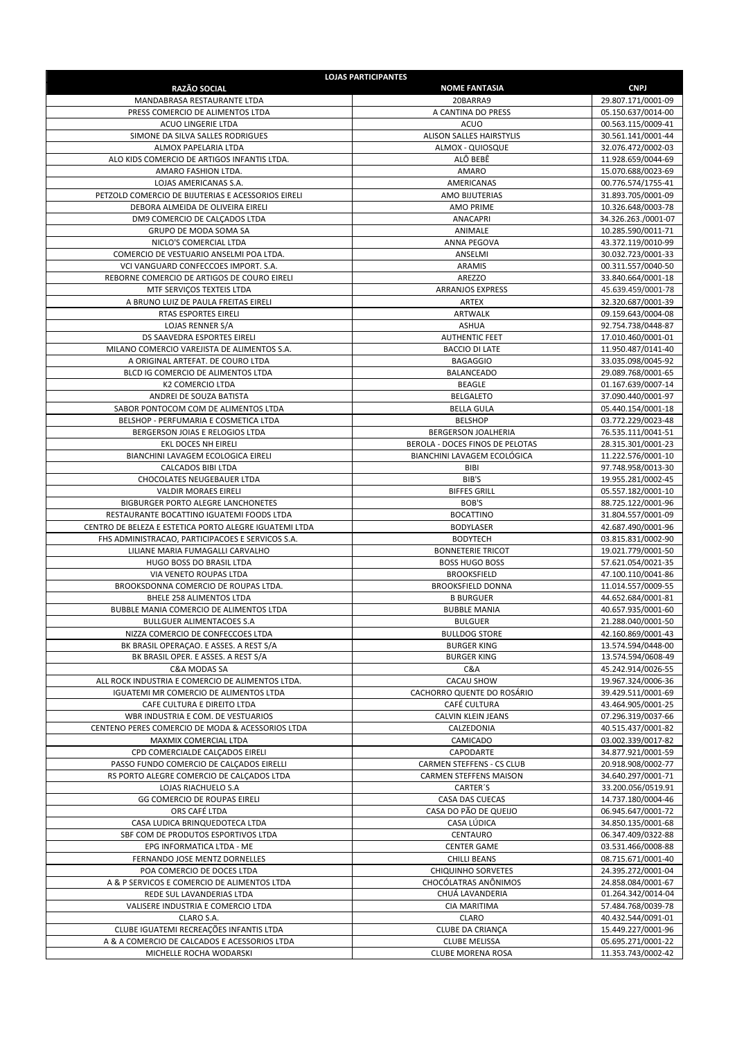| LOJAS PARTICIPANTES | | |
|---|---|---|
| RAZÃO SOCIAL | NOME FANTASIA | CNPJ |
| MANDABRASA RESTAURANTE LTDA | 20BARRA9 | 29.807.171/0001-09 |
| PRESS COMERCIO DE ALIMENTOS LTDA | A CANTINA DO PRESS | 05.150.637/0014-00 |
| ACUO LINGERIE LTDA | ACUO | 00.563.115/0009-41 |
| SIMONE DA SILVA SALLES RODRIGUES | ALISON SALLES HAIRSTYLIS | 30.561.141/0001-44 |
| ALMOX PAPELARIA LTDA | ALMOX - QUIOSQUE | 32.076.472/0002-03 |
| ALO KIDS COMERCIO DE ARTIGOS INFANTIS LTDA. | ALÔ BEBÊ | 11.928.659/0044-69 |
| AMARO FASHION LTDA. | AMARO | 15.070.688/0023-69 |
| LOJAS AMERICANAS S.A. | AMERICANAS | 00.776.574/1755-41 |
| PETZOLD COMERCIO DE BIJUTERIAS E ACESSORIOS EIRELI | AMO BIJUTERIAS | 31.893.705/0001-09 |
| DEBORA ALMEIDA DE OLIVEIRA EIRELI | AMO PRIME | 10.326.648/0003-78 |
| DM9 COMERCIO DE CALÇADOS LTDA | ANACAPRI | 34.326.263./0001-07 |
| GRUPO DE MODA SOMA SA | ANIMALE | 10.285.590/0011-71 |
| NICLO'S COMERCIAL LTDA | ANNA PEGOVA | 43.372.119/0010-99 |
| COMERCIO DE VESTUARIO ANSELMI POA LTDA. | ANSELMI | 30.032.723/0001-33 |
| VCI VANGUARD CONFECCOES IMPORT. S.A. | ARAMIS | 00.311.557/0040-50 |
| REBORNE COMERCIO DE ARTIGOS DE COURO EIRELI | AREZZO | 33.840.664/0001-18 |
| MTF SERVIÇOS TEXTEIS LTDA | ARRANJOS EXPRESS | 45.639.459/0001-78 |
| A BRUNO LUIZ DE PAULA FREITAS EIRELI | ARTEX | 32.320.687/0001-39 |
| RTAS ESPORTES EIRELI | ARTWALK | 09.159.643/0004-08 |
| LOJAS RENNER S/A | ASHUA | 92.754.738/0448-87 |
| DS SAAVEDRA ESPORTES EIRELI | AUTHENTIC FEET | 17.010.460/0001-01 |
| MILANO COMERCIO VAREJISTA DE ALIMENTOS S.A. | BACCIO DI LATE | 11.950.487/0141-40 |
| A ORIGINAL ARTEFAT. DE COURO LTDA | BAGAGGIO | 33.035.098/0045-92 |
| BLCD IG COMERCIO DE ALIMENTOS LTDA | BALANCEADO | 29.089.768/0001-65 |
| K2 COMERCIO LTDA | BEAGLE | 01.167.639/0007-14 |
| ANDREI DE SOUZA BATISTA | BELGALETO | 37.090.440/0001-97 |
| SABOR PONTOCOM COM DE ALIMENTOS LTDA | BELLA GULA | 05.440.154/0001-18 |
| BELSHOP - PERFUMARIA E COSMETICA LTDA | BELSHOP | 03.772.229/0023-48 |
| BERGERSON JOIAS E RELOGIOS LTDA | BERGERSON JOALHERIA | 76.535.111/0041-51 |
| EKL DOCES NH EIRELI | BEROLA - DOCES FINOS DE PELOTAS | 28.315.301/0001-23 |
| BIANCHINI LAVAGEM ECOLOGICA EIRELI | BIANCHINI LAVAGEM ECOLÓGICA | 11.222.576/0001-10 |
| CALCADOS BIBI LTDA | BIBI | 97.748.958/0013-30 |
| CHOCOLATES NEUGEBAUER LTDA | BIB'S | 19.955.281/0002-45 |
| VALDIR MORAES EIRELI | BIFFES GRILL | 05.557.182/0001-10 |
| BIGBURGER PORTO ALEGRE LANCHONETES | BOB'S | 88.725.122/0001-96 |
| RESTAURANTE BOCATTINO IGUATEMI FOODS LTDA | BOCATTINO | 31.804.557/0001-09 |
| CENTRO DE BELEZA E ESTETICA PORTO ALEGRE IGUATEMI LTDA | BODYLASER | 42.687.490/0001-96 |
| FHS ADMINISTRACAO, PARTICIPACOES E SERVICOS S.A. | BODYTECH | 03.815.831/0002-90 |
| LILIANE MARIA FUMAGALLI CARVALHO | BONNETERIE TRICOT | 19.021.779/0001-50 |
| HUGO BOSS DO BRASIL LTDA | BOSS HUGO BOSS | 57.621.054/0021-35 |
| VIA VENETO ROUPAS LTDA | BROOKSFIELD | 47.100.110/0041-86 |
| BROOKSDONNA COMERCIO DE ROUPAS LTDA. | BROOKSFIELD DONNA | 11.014.557/0009-55 |
| BHELE 258 ALIMENTOS LTDA | B BURGUER | 44.652.684/0001-81 |
| BUBBLE MANIA COMERCIO DE ALIMENTOS LTDA | BUBBLE MANIA | 40.657.935/0001-60 |
| BULLGUER ALIMENTACOES S.A | BULGUER | 21.288.040/0001-50 |
| NIZZA COMERCIO DE CONFECCOES LTDA | BULLDOG STORE | 42.160.869/0001-43 |
| BK BRASIL OPERAÇAO. E ASSES. A REST S/A | BURGER KING | 13.574.594/0448-00 |
| BK BRASIL OPER. E ASSES. A REST S/A | BURGER KING | 13.574.594/0608-49 |
| C&A MODAS SA | C&A | 45.242.914/0026-55 |
| ALL ROCK INDUSTRIA E COMERCIO DE ALIMENTOS LTDA. | CACAU SHOW | 19.967.324/0006-36 |
| IGUATEMI MR COMERCIO DE ALIMENTOS LTDA | CACHORRO QUENTE DO ROSÁRIO | 39.429.511/0001-69 |
| CAFE CULTURA E DIREITO LTDA | CAFÉ CULTURA | 43.464.905/0001-25 |
| WBR INDUSTRIA E COM. DE VESTUARIOS | CALVIN KLEIN JEANS | 07.296.319/0037-66 |
| CENTENO PERES COMERCIO DE MODA & ACESSORIOS LTDA | CALZEDONIA | 40.515.437/0001-82 |
| MAXMIX COMERCIAL LTDA | CAMICADO | 03.002.339/0017-82 |
| CPD COMERCIALDE CALÇADOS EIRELI | CAPODARTE | 34.877.921/0001-59 |
| PASSO FUNDO COMERCIO DE CALÇADOS EIRELLI | CARMEN STEFFENS - CS CLUB | 20.918.908/0002-77 |
| RS PORTO ALEGRE COMERCIO DE CALÇADOS LTDA | CARMEN STEFFENS MAISON | 34.640.297/0001-71 |
| LOJAS RIACHUELO S.A | CARTER´S | 33.200.056/0519.91 |
| GG COMERCIO DE ROUPAS EIRELI | CASA DAS CUECAS | 14.737.180/0004-46 |
| ORS CAFÉ LTDA | CASA DO PÃO DE QUEIJO | 06.945.647/0001-72 |
| CASA LUDICA BRINQUEDOTECA LTDA | CASA LÚDICA | 34.850.135/0001-68 |
| SBF COM DE PRODUTOS ESPORTIVOS LTDA | CENTAURO | 06.347.409/0322-88 |
| EPG INFORMATICA LTDA - ME | CENTER GAME | 03.531.466/0008-88 |
| FERNANDO JOSE MENTZ DORNELLES | CHILLI BEANS | 08.715.671/0001-40 |
| POA COMERCIO DE DOCES LTDA | CHIQUINHO SORVETES | 24.395.272/0001-04 |
| A & P SERVICOS E COMERCIO DE ALIMENTOS LTDA | CHOCÓLATRAS ANÔNIMOS | 24.858.084/0001-67 |
| REDE SUL LAVANDERIAS LTDA | CHUÁ LAVANDERIA | 01.264.342/0014-04 |
| VALISERE INDUSTRIA E COMERCIO LTDA | CIA MARITIMA | 57.484.768/0039-78 |
| CLARO S.A. | CLARO | 40.432.544/0091-01 |
| CLUBE IGUATEMI RECREAÇÕES INFANTIS LTDA | CLUBE DA CRIANÇA | 15.449.227/0001-96 |
| A & A COMERCIO DE CALCADOS E ACESSORIOS LTDA | CLUBE MELISSA | 05.695.271/0001-22 |
| MICHELLE ROCHA WODARSKI | CLUBE MORENA ROSA | 11.353.743/0002-42 |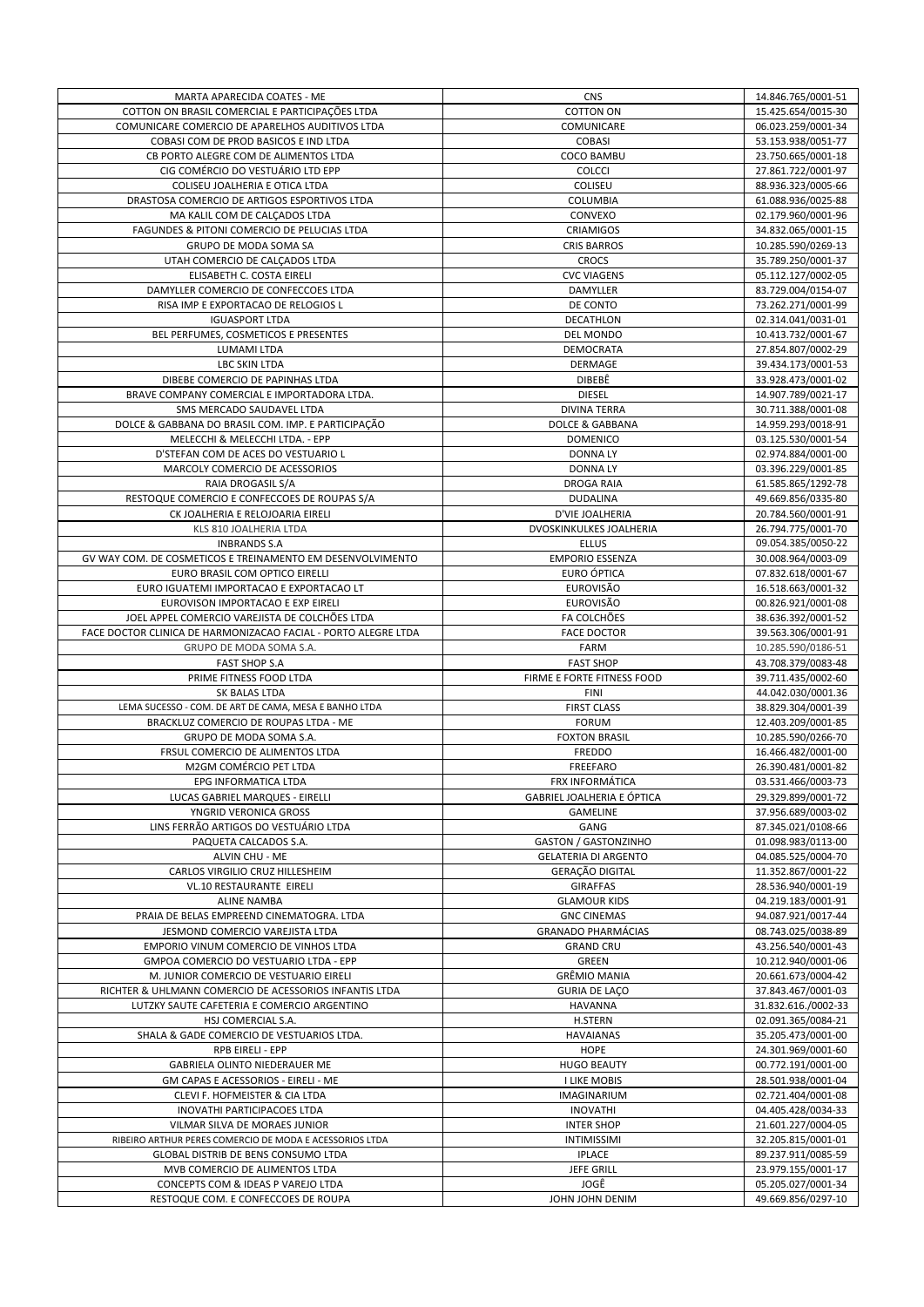| | | |
|---|---|---|
| MARTA APARECIDA COATES - ME | CNS | 14.846.765/0001-51 |
| COTTON ON BRASIL COMERCIAL E PARTICIPAÇÕES LTDA | COTTON ON | 15.425.654/0015-30 |
| COMUNICARE COMERCIO DE APARELHOS AUDITIVOS LTDA | COMUNICARE | 06.023.259/0001-34 |
| COBASI COM DE PROD BASICOS E IND LTDA | COBASI | 53.153.938/0051-77 |
| CB PORTO ALEGRE COM DE ALIMENTOS LTDA | COCO BAMBU | 23.750.665/0001-18 |
| CIG COMÉRCIO DO VESTUÁRIO LTD EPP | COLCCI | 27.861.722/0001-97 |
| COLISEU JOALHERIA E OTICA LTDA | COLISEU | 88.936.323/0005-66 |
| DRASTOSA COMERCIO DE ARTIGOS ESPORTIVOS LTDA | COLUMBIA | 61.088.936/0025-88 |
| MA KALIL COM DE CALÇADOS LTDA | CONVEXO | 02.179.960/0001-96 |
| FAGUNDES & PITONI COMERCIO DE PELUCIAS LTDA | CRIAMIGOS | 34.832.065/0001-15 |
| GRUPO DE MODA SOMA SA | CRIS BARROS | 10.285.590/0269-13 |
| UTAH COMERCIO DE CALÇADOS LTDA | CROCS | 35.789.250/0001-37 |
| ELISABETH C. COSTA EIRELI | CVC VIAGENS | 05.112.127/0002-05 |
| DAMYLLER COMERCIO DE CONFECCOES LTDA | DAMYLLER | 83.729.004/0154-07 |
| RISA IMP E EXPORTACAO DE RELOGIOS L | DE CONTO | 73.262.271/0001-99 |
| IGUASPORT LTDA | DECATHLON | 02.314.041/0031-01 |
| BEL PERFUMES, COSMETICOS E PRESENTES | DEL MONDO | 10.413.732/0001-67 |
| LUMAMI LTDA | DEMOCRATA | 27.854.807/0002-29 |
| LBC SKIN LTDA | DERMAGE | 39.434.173/0001-53 |
| DIBEBE COMERCIO DE PAPINHAS LTDA | DIBEBÊ | 33.928.473/0001-02 |
| BRAVE COMPANY COMERCIAL E IMPORTADORA LTDA. | DIESEL | 14.907.789/0021-17 |
| SMS MERCADO SAUDAVEL LTDA | DIVINA TERRA | 30.711.388/0001-08 |
| DOLCE & GABBANA DO BRASIL COM. IMP. E PARTICIPAÇÃO | DOLCE & GABBANA | 14.959.293/0018-91 |
| MELECCHI & MELECCHI LTDA. - EPP | DOMENICO | 03.125.530/0001-54 |
| D'STEFAN COM DE ACES DO VESTUARIO L | DONNA LY | 02.974.884/0001-00 |
| MARCOLY COMERCIO DE ACESSORIOS | DONNA LY | 03.396.229/0001-85 |
| RAIA DROGASIL S/A | DROGA RAIA | 61.585.865/1292-78 |
| RESTOQUE COMERCIO E CONFECCOES DE ROUPAS S/A | DUDALINA | 49.669.856/0335-80 |
| CK JOALHERIA E RELOJOARIA EIRELI | D'VIE JOALHERIA | 20.784.560/0001-91 |
| KLS 810 JOALHERIA LTDA | DVOSKINKULKES JOALHERIA | 26.794.775/0001-70 |
| INBRANDS S.A | ELLUS | 09.054.385/0050-22 |
| GV WAY COM. DE COSMETICOS E TREINAMENTO EM DESENVOLVIMENTO | EMPORIO ESSENZA | 30.008.964/0003-09 |
| EURO BRASIL COM OPTICO EIRELLI | EURO ÓPTICA | 07.832.618/0001-67 |
| EURO IGUATEMI IMPORTACAO E EXPORTACAO LT | EUROVISÃO | 16.518.663/0001-32 |
| EUROVISON IMPORTACAO E EXP EIRELI | EUROVISÃO | 00.826.921/0001-08 |
| JOEL APPEL COMERCIO VAREJISTA DE COLCHÕES LTDA | FA COLCHÕES | 38.636.392/0001-52 |
| FACE DOCTOR CLINICA DE HARMONIZACAO FACIAL - PORTO ALEGRE LTDA | FACE DOCTOR | 39.563.306/0001-91 |
| GRUPO DE MODA SOMA S.A. | FARM | 10.285.590/0186-51 |
| FAST SHOP S.A | FAST SHOP | 43.708.379/0083-48 |
| PRIME FITNESS FOOD LTDA | FIRME E FORTE FITNESS FOOD | 39.711.435/0002-60 |
| SK BALAS LTDA | FINI | 44.042.030/0001.36 |
| LEMA SUCESSO - COM. DE ART DE CAMA, MESA E BANHO LTDA | FIRST CLASS | 38.829.304/0001-39 |
| BRACKLUZ COMERCIO DE ROUPAS LTDA - ME | FORUM | 12.403.209/0001-85 |
| GRUPO DE MODA SOMA S.A. | FOXTON BRASIL | 10.285.590/0266-70 |
| FRSUL COMERCIO DE ALIMENTOS LTDA | FREDDO | 16.466.482/0001-00 |
| M2GM COMÉRCIO PET LTDA | FREEFARO | 26.390.481/0001-82 |
| EPG INFORMATICA LTDA | FRX INFORMÁTICA | 03.531.466/0003-73 |
| LUCAS GABRIEL MARQUES - EIRELLI | GABRIEL JOALHERIA E ÓPTICA | 29.329.899/0001-72 |
| YNGRID VERONICA GROSS | GAMELINE | 37.956.689/0003-02 |
| LINS FERRÃO ARTIGOS DO VESTUÁRIO LTDA | GANG | 87.345.021/0108-66 |
| PAQUETA CALCADOS S.A. | GASTON / GASTONZINHO | 01.098.983/0113-00 |
| ALVIN CHU - ME | GELATERIA DI ARGENTO | 04.085.525/0004-70 |
| CARLOS VIRGILIO CRUZ HILLESHEIM | GERAÇÃO DIGITAL | 11.352.867/0001-22 |
| VL.10 RESTAURANTE EIRELI | GIRAFFAS | 28.536.940/0001-19 |
| ALINE NAMBA | GLAMOUR KIDS | 04.219.183/0001-91 |
| PRAIA DE BELAS EMPREEND CINEMATOGRA. LTDA | GNC CINEMAS | 94.087.921/0017-44 |
| JESMOND COMERCIO VAREJISTA LTDA | GRANADO PHARMÁCIAS | 08.743.025/0038-89 |
| EMPORIO VINUM COMERCIO DE VINHOS LTDA | GRAND CRU | 43.256.540/0001-43 |
| GMPOA COMERCIO DO VESTUARIO LTDA - EPP | GREEN | 10.212.940/0001-06 |
| M. JUNIOR COMERCIO DE VESTUARIO EIRELI | GRÊMIO MANIA | 20.661.673/0004-42 |
| RICHTER & UHLMANN COMERCIO DE ACESSORIOS INFANTIS LTDA | GURIA DE LAÇO | 37.843.467/0001-03 |
| LUTZKY SAUTE CAFETERIA E COMERCIO ARGENTINO | HAVANNA | 31.832.616./0002-33 |
| HSJ COMERCIAL S.A. | H.STERN | 02.091.365/0084-21 |
| SHALA & GADE COMERCIO DE VESTUARIOS LTDA. | HAVAIANAS | 35.205.473/0001-00 |
| RPB EIRELI - EPP | HOPE | 24.301.969/0001-60 |
| GABRIELA OLINTO NIEDERAUER ME | HUGO BEAUTY | 00.772.191/0001-00 |
| GM CAPAS E ACESSORIOS - EIRELI - ME | I LIKE MOBIS | 28.501.938/0001-04 |
| CLEVI F. HOFMEISTER & CIA LTDA | IMAGINARIUM | 02.721.404/0001-08 |
| INOVATHI PARTICIPACOES LTDA | INOVATHI | 04.405.428/0034-33 |
| VILMAR SILVA DE MORAES JUNIOR | INTER SHOP | 21.601.227/0004-05 |
| RIBEIRO ARTHUR PERES COMERCIO DE MODA E ACESSORIOS LTDA | INTIMISSIMI | 32.205.815/0001-01 |
| GLOBAL DISTRIB DE BENS CONSUMO LTDA | IPLACE | 89.237.911/0085-59 |
| MVB COMERCIO DE ALIMENTOS LTDA | JEFE GRILL | 23.979.155/0001-17 |
| CONCEPTS COM & IDEAS P VAREJO LTDA | JOGÊ | 05.205.027/0001-34 |
| RESTOQUE COM. E CONFECCOES DE ROUPA | JOHN JOHN DENIM | 49.669.856/0297-10 |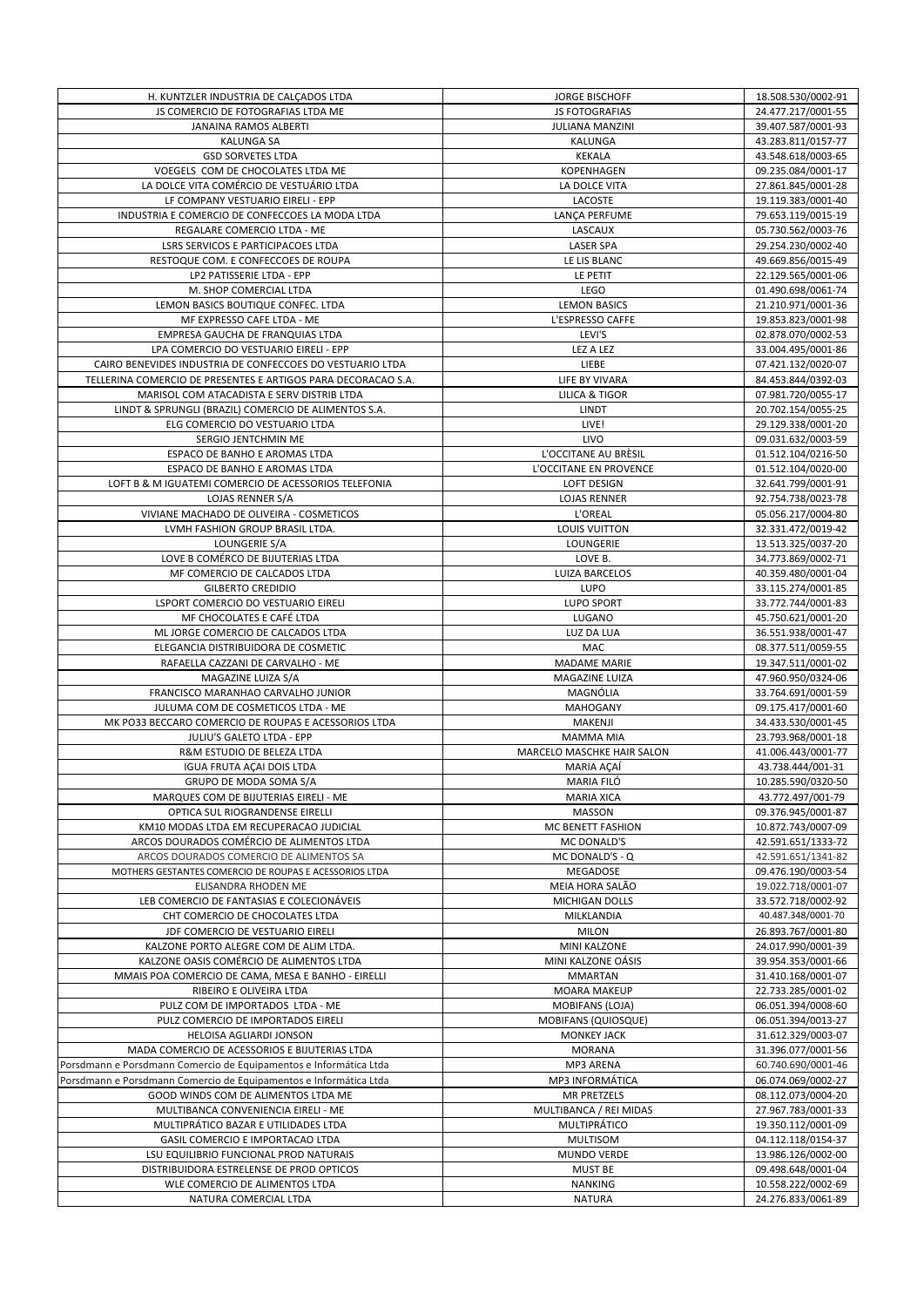| H. KUNTZLER INDUSTRIA DE CALÇADOS LTDA | JORGE BISCHOFF | 18.508.530/0002-91 |
|---|---|---|
| JS COMERCIO DE FOTOGRAFIAS LTDA ME | JS FOTOGRAFIAS | 24.477.217/0001-55 |
| JANAINA RAMOS ALBERTI | JULIANA MANZINI | 39.407.587/0001-93 |
| KALUNGA SA | KALUNGA | 43.283.811/0157-77 |
| GSD SORVETES LTDA | KEKALA | 43.548.618/0003-65 |
| VOEGELS COM DE CHOCOLATES LTDA ME | KOPENHAGEN | 09.235.084/0001-17 |
| LA DOLCE VITA COMÉRCIO DE VESTUÁRIO LTDA | LA DOLCE VITA | 27.861.845/0001-28 |
| LF COMPANY VESTUARIO EIRELI - EPP | LACOSTE | 19.119.383/0001-40 |
| INDUSTRIA E COMERCIO DE CONFECCOES LA MODA LTDA | LANÇA PERFUME | 79.653.119/0015-19 |
| REGALARE COMERCIO LTDA - ME | LASCAUX | 05.730.562/0003-76 |
| LSRS SERVICOS E PARTICIPACOES LTDA | LASER SPA | 29.254.230/0002-40 |
| RESTOQUE COM. E CONFECCOES DE ROUPA | LE LIS BLANC | 49.669.856/0015-49 |
| LP2 PATISSERIE LTDA - EPP | LE PETIT | 22.129.565/0001-06 |
| M. SHOP COMERCIAL LTDA | LEGO | 01.490.698/0061-74 |
| LEMON BASICS BOUTIQUE CONFEC. LTDA | LEMON BASICS | 21.210.971/0001-36 |
| MF EXPRESSO CAFE LTDA - ME | L'ESPRESSO CAFFE | 19.853.823/0001-98 |
| EMPRESA GAUCHA DE FRANQUIAS LTDA | LEVI'S | 02.878.070/0002-53 |
| LPA COMERCIO DO VESTUARIO EIRELI - EPP | LEZ A LEZ | 33.004.495/0001-86 |
| CAIRO BENEVIDES INDUSTRIA DE CONFECCOES DO VESTUARIO LTDA | LIEBE | 07.421.132/0020-07 |
| TELLERINA COMERCIO DE PRESENTES E ARTIGOS PARA DECORACAO S.A. | LIFE BY VIVARA | 84.453.844/0392-03 |
| MARISOL COM ATACADISTA E SERV DISTRIB LTDA | LILICA & TIGOR | 07.981.720/0055-17 |
| LINDT & SPRUNGLI (BRAZIL) COMERCIO DE ALIMENTOS S.A. | LINDT | 20.702.154/0055-25 |
| ELG COMERCIO DO VESTUARIO LTDA | LIVE! | 29.129.338/0001-20 |
| SERGIO JENTCHMIN ME | LIVO | 09.031.632/0003-59 |
| ESPACO DE BANHO E AROMAS LTDA | L'OCCITANE AU BRÈSIL | 01.512.104/0216-50 |
| ESPACO DE BANHO E AROMAS LTDA | L'OCCITANE EN PROVENCE | 01.512.104/0020-00 |
| LOFT B & M IGUATEMI COMERCIO DE ACESSORIOS TELEFONIA | LOFT DESIGN | 32.641.799/0001-91 |
| LOJAS RENNER S/A | LOJAS RENNER | 92.754.738/0023-78 |
| VIVIANE MACHADO DE OLIVEIRA - COSMETICOS | L'OREAL | 05.056.217/0004-80 |
| LVMH FASHION GROUP BRASIL LTDA. | LOUIS VUITTON | 32.331.472/0019-42 |
| LOUNGERIE S/A | LOUNGERIE | 13.513.325/0037-20 |
| LOVE B COMÉRCO DE BIJUTERIAS LTDA | LOVE B. | 34.773.869/0002-71 |
| MF COMERCIO DE CALCADOS LTDA | LUIZA BARCELOS | 40.359.480/0001-04 |
| GILBERTO CREDIDIO | LUPO | 33.115.274/0001-85 |
| LSPORT COMERCIO DO VESTUARIO EIRELI | LUPO SPORT | 33.772.744/0001-83 |
| MF CHOCOLATES E CAFÉ LTDA | LUGANO | 45.750.621/0001-20 |
| ML JORGE COMERCIO DE CALCADOS LTDA | LUZ DA LUA | 36.551.938/0001-47 |
| ELEGANCIA DISTRIBUIDORA DE COSMETIC | MAC | 08.377.511/0059-55 |
| RAFAELLA CAZZANI DE CARVALHO - ME | MADAME MARIE | 19.347.511/0001-02 |
| MAGAZINE LUIZA S/A | MAGAZINE LUIZA | 47.960.950/0324-06 |
| FRANCISCO MARANHAO CARVALHO JUNIOR | MAGNÓLIA | 33.764.691/0001-59 |
| JULUMA COM DE COSMETICOS LTDA - ME | MAHOGANY | 09.175.417/0001-60 |
| MK PO33 BECCARO COMERCIO DE ROUPAS E ACESSORIOS LTDA | MAKENJI | 34.433.530/0001-45 |
| JULIU'S GALETO LTDA - EPP | MAMMA MIA | 23.793.968/0001-18 |
| R&M ESTUDIO DE BELEZA LTDA | MARCELO MASCHKE HAIR SALON | 41.006.443/0001-77 |
| IGUA FRUTA AÇAI DOIS LTDA | MARIA AÇAÍ | 43.738.444/001-31 |
| GRUPO DE MODA SOMA S/A | MARIA FILÓ | 10.285.590/0320-50 |
| MARQUES COM DE BIJUTERIAS EIRELI - ME | MARIA XICA | 43.772.497/001-79 |
| OPTICA SUL RIOGRANDENSE EIRELLI | MASSON | 09.376.945/0001-87 |
| KM10 MODAS LTDA EM RECUPERACAO JUDICIAL | MC BENETT FASHION | 10.872.743/0007-09 |
| ARCOS DOURADOS COMÉRCIO DE ALIMENTOS LTDA | MC DONALD'S | 42.591.651/1333-72 |
| ARCOS DOURADOS COMERCIO DE ALIMENTOS SA | MC DONALD'S - Q | 42.591.651/1341-82 |
| MOTHERS GESTANTES COMERCIO DE ROUPAS E ACESSORIOS LTDA | MEGADOSE | 09.476.190/0003-54 |
| ELISANDRA RHODEN ME | MEIA HORA SALÃO | 19.022.718/0001-07 |
| LEB COMERCIO DE FANTASIAS E COLECIONÁVEIS | MICHIGAN DOLLS | 33.572.718/0002-92 |
| CHT COMERCIO DE CHOCOLATES LTDA | MILKLANDIA | 40.487.348/0001-70 |
| JDF COMERCIO DE VESTUARIO EIRELI | MILON | 26.893.767/0001-80 |
| KALZONE PORTO ALEGRE COM DE ALIM LTDA. | MINI KALZONE | 24.017.990/0001-39 |
| KALZONE OASIS COMÉRCIO DE ALIMENTOS LTDA | MINI KALZONE OÁSIS | 39.954.353/0001-66 |
| MMAIS POA COMERCIO DE CAMA, MESA E BANHO - EIRELLI | MMARTAN | 31.410.168/0001-07 |
| RIBEIRO E OLIVEIRA LTDA | MOARA MAKEUP | 22.733.285/0001-02 |
| PULZ COM DE IMPORTADOS LTDA - ME | MOBIFANS (LOJA) | 06.051.394/0008-60 |
| PULZ COMERCIO DE IMPORTADOS EIRELI | MOBIFANS (QUIOSQUE) | 06.051.394/0013-27 |
| HELOISA AGLIARDI JONSON | MONKEY JACK | 31.612.329/0003-07 |
| MADA COMERCIO DE ACESSORIOS E BIJUTERIAS LTDA | MORANA | 31.396.077/0001-56 |
| Porsdmann e Porsdmann Comercio de Equipamentos e Informática Ltda | MP3 ARENA | 60.740.690/0001-46 |
| Porsdmann e Porsdmann Comercio de Equipamentos e Informática Ltda | MP3 INFORMÁTICA | 06.074.069/0002-27 |
| GOOD WINDS COM DE ALIMENTOS LTDA ME | MR PRETZELS | 08.112.073/0004-20 |
| MULTIBANCA CONVENIENCIA EIRELI - ME | MULTIBANCA / REI MIDAS | 27.967.783/0001-33 |
| MULTIPRÁTICO BAZAR E UTILIDADES LTDA | MULTIPRÁTICO | 19.350.112/0001-09 |
| GASIL COMERCIO E IMPORTACAO LTDA | MULTISOM | 04.112.118/0154-37 |
| LSU EQUILIBRIO FUNCIONAL PROD NATURAIS | MUNDO VERDE | 13.986.126/0002-00 |
| DISTRIBUIDORA ESTRELENSE DE PROD OPTICOS | MUST BE | 09.498.648/0001-04 |
| WLE COMERCIO DE ALIMENTOS LTDA | NANKING | 10.558.222/0002-69 |
| NATURA COMERCIAL LTDA | NATURA | 24.276.833/0061-89 |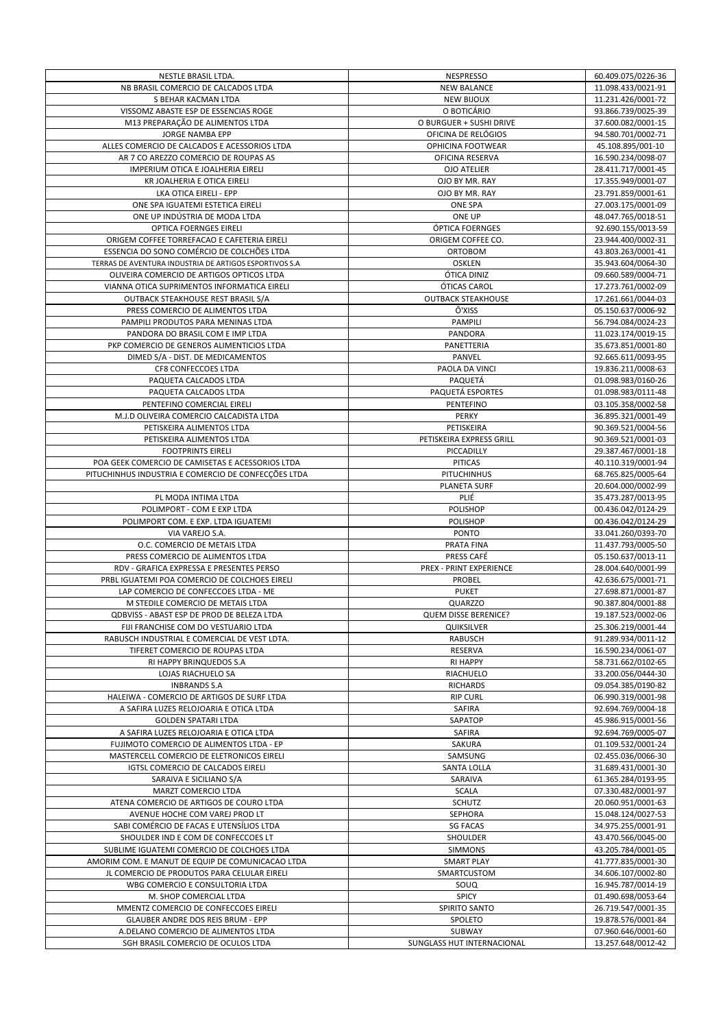| | | |
|---|---|---|
| NESTLE BRASIL LTDA. | NESPRESSO | 60.409.075/0226-36 |
| NB BRASIL COMERCIO DE CALCADOS LTDA | NEW BALANCE | 11.098.433/0021-91 |
| S BEHAR KACMAN LTDA | NEW BIJOUX | 11.231.426/0001-72 |
| VISSOMZ ABASTE ESP DE ESSENCIAS ROGE | O BOTICÁRIO | 93.866.739/0025-39 |
| M13 PREPARAÇÃO DE ALIMENTOS LTDA | O BURGUER + SUSHI DRIVE | 37.600.082/0001-15 |
| JORGE NAMBA EPP | OFICINA DE RELÓGIOS | 94.580.701/0002-71 |
| ALLES COMERCIO DE CALCADOS E ACESSORIOS LTDA | OPHICINA FOOTWEAR | 45.108.895/001-10 |
| AR 7 CO AREZZO COMERCIO DE ROUPAS AS | OFICINA RESERVA | 16.590.234/0098-07 |
| IMPERIUM OTICA E JOALHERIA EIRELI | OJO ATELIER | 28.411.717/0001-45 |
| KR JOALHERIA E OTICA EIRELI | OJO BY MR. RAY | 17.355.949/0001-07 |
| LKA OTICA EIRELI - EPP | OJO BY MR. RAY | 23.791.859/0001-61 |
| ONE SPA IGUATEMI ESTETICA EIRELI | ONE SPA | 27.003.175/0001-09 |
| ONE UP INDÚSTRIA DE MODA LTDA | ONE UP | 48.047.765/0018-51 |
| OPTICA FOERNGES EIRELI | ÓPTICA FOERNGES | 92.690.155/0013-59 |
| ORIGEM COFFEE TORREFACAO E CAFETERIA EIRELI | ORIGEM COFFEE CO. | 23.944.400/0002-31 |
| ESSENCIA DO SONO COMÉRCIO DE COLCHÕES LTDA | ORTOBOM | 43.803.263/0001-41 |
| TERRAS DE AVENTURA INDUSTRIA DE ARTIGOS ESPORTIVOS S.A | OSKLEN | 35.943.604/0064-30 |
| OLIVEIRA COMERCIO DE ARTIGOS OPTICOS LTDA | ÓTICA DINIZ | 09.660.589/0004-71 |
| VIANNA OTICA SUPRIMENTOS INFORMATICA EIRELI | ÓTICAS CAROL | 17.273.761/0002-09 |
| OUTBACK STEAKHOUSE REST BRASIL S/A | OUTBACK STEAKHOUSE | 17.261.661/0044-03 |
| PRESS COMERCIO DE ALIMENTOS LTDA | Ô'XISS | 05.150.637/0006-92 |
| PAMPILI PRODUTOS PARA MENINAS LTDA | PAMPILI | 56.794.084/0024-23 |
| PANDORA DO BRASIL COM E IMP LTDA | PANDORA | 11.023.174/0019-15 |
| PKP COMERCIO DE GENEROS ALIMENTICIOS LTDA | PANETTERIA | 35.673.851/0001-80 |
| DIMED S/A - DIST. DE MEDICAMENTOS | PANVEL | 92.665.611/0093-95 |
| CF8 CONFECCOES LTDA | PAOLA DA VINCI | 19.836.211/0008-63 |
| PAQUETA CALCADOS LTDA | PAQUETÁ | 01.098.983/0160-26 |
| PAQUETA CALCADOS LTDA | PAQUETÁ ESPORTES | 01.098.983/0111-48 |
| PENTEFINO COMERCIAL EIRELI | PENTEFINO | 03.105.358/0002-58 |
| M.J.D OLIVEIRA COMERCIO CALCADISTA LTDA | PERKY | 36.895.321/0001-49 |
| PETISKEIRA ALIMENTOS LTDA | PETISKEIRA | 90.369.521/0004-56 |
| PETISKEIRA ALIMENTOS LTDA | PETISKEIRA EXPRESS GRILL | 90.369.521/0001-03 |
| FOOTPRINTS EIRELI | PICCADILLY | 29.387.467/0001-18 |
| POA GEEK COMERCIO DE CAMISETAS E ACESSORIOS LTDA | PITICAS | 40.110.319/0001-94 |
| PITUCHINHUS INDUSTRIA E COMERCIO DE CONFECÇÕES LTDA | PITUCHINHUS | 68.765.825/0005-64 |
| | PLANETA SURF | 20.604.000/0002-99 |
| PL MODA INTIMA LTDA | PLIÉ | 35.473.287/0013-95 |
| POLIMPORT - COM E EXP LTDA | POLISHOP | 00.436.042/0124-29 |
| POLIMPORT COM. E EXP. LTDA IGUATEMI | POLISHOP | 00.436.042/0124-29 |
| VIA VAREJO S.A. | PONTO | 33.041.260/0393-70 |
| O.C. COMERCIO DE METAIS LTDA | PRATA FINA | 11.437.793/0005-50 |
| PRESS COMERCIO DE ALIMENTOS LTDA | PRESS CAFÉ | 05.150.637/0013-11 |
| RDV - GRAFICA EXPRESSA E PRESENTES PERSO | PREX - PRINT EXPERIENCE | 28.004.640/0001-99 |
| PRBL IGUATEMI POA COMERCIO DE COLCHOES EIRELI | PROBEL | 42.636.675/0001-71 |
| LAP COMERCIO DE CONFECCOES LTDA - ME | PUKET | 27.698.871/0001-87 |
| M STEDILE COMERCIO DE METAIS LTDA | QUARZZO | 90.387.804/0001-88 |
| QDBVISS - ABAST ESP DE PROD DE BELEZA LTDA | QUEM DISSE BERENICE? | 19.187.523/0002-06 |
| FIJI FRANCHISE COM DO VESTUARIO LTDA | QUIKSILVER | 25.306.219/0001-44 |
| RABUSCH INDUSTRIAL E COMERCIAL DE VEST LDTA. | RABUSCH | 91.289.934/0011-12 |
| TIFERET COMERCIO DE ROUPAS LTDA | RESERVA | 16.590.234/0061-07 |
| RI HAPPY BRINQUEDOS S.A | RI HAPPY | 58.731.662/0102-65 |
| LOJAS RIACHUELO SA | RIACHUELO | 33.200.056/0444-30 |
| INBRANDS S.A | RICHARDS | 09.054.385/0190-82 |
| HALEIWA - COMERCIO DE ARTIGOS DE SURF LTDA | RIP CURL | 06.990.319/0001-98 |
| A SAFIRA LUZES RELOJOARIA E OTICA LTDA | SAFIRA | 92.694.769/0004-18 |
| GOLDEN SPATARI LTDA | SAPATOP | 45.986.915/0001-56 |
| A SAFIRA LUZES RELOJOARIA E OTICA LTDA | SAFIRA | 92.694.769/0005-07 |
| FUJIMOTO COMERCIO DE ALIMENTOS LTDA - EP | SAKURA | 01.109.532/0001-24 |
| MASTERCELL COMERCIO DE ELETRONICOS EIRELI | SAMSUNG | 02.455.036/0066-30 |
| IGTSL COMERCIO DE CALCADOS EIRELI | SANTA LOLLA | 31.689.431/0001-30 |
| SARAIVA E SICILIANO S/A | SARAIVA | 61.365.284/0193-95 |
| MARZT COMERCIO LTDA | SCALA | 07.330.482/0001-97 |
| ATENA COMERCIO DE ARTIGOS DE COURO LTDA | SCHUTZ | 20.060.951/0001-63 |
| AVENUE HOCHE COM VAREJ PROD LT | SEPHORA | 15.048.124/0027-53 |
| SABI COMÉRCIO DE FACAS E UTENSÍLIOS LTDA | SG FACAS | 34.975.255/0001-91 |
| SHOULDER IND E COM DE CONFECCOES LT | SHOULDER | 43.470.566/0045-00 |
| SUBLIME IGUATEMI COMERCIO DE COLCHOES LTDA | SIMMONS | 43.205.784/0001-05 |
| AMORIM COM. E MANUT DE EQUIP DE COMUNICACAO LTDA | SMART PLAY | 41.777.835/0001-30 |
| JL COMERCIO DE PRODUTOS PARA CELULAR EIRELI | SMARTCUSTOM | 34.606.107/0002-80 |
| WBG COMERCIO E CONSULTORIA LTDA | SOUQ | 16.945.787/0014-19 |
| M. SHOP COMERCIAL LTDA | SPICY | 01.490.698/0053-64 |
| MMENTZ COMERCIO DE CONFECCOES EIRELI | SPIRITO SANTO | 26.719.547/0001-35 |
| GLAUBER ANDRE DOS REIS BRUM - EPP | SPOLETO | 19.878.576/0001-84 |
| A.DELANO COMERCIO DE ALIMENTOS LTDA | SUBWAY | 07.960.646/0001-60 |
| SGH BRASIL COMERCIO DE OCULOS LTDA | SUNGLASS HUT INTERNACIONAL | 13.257.648/0012-42 |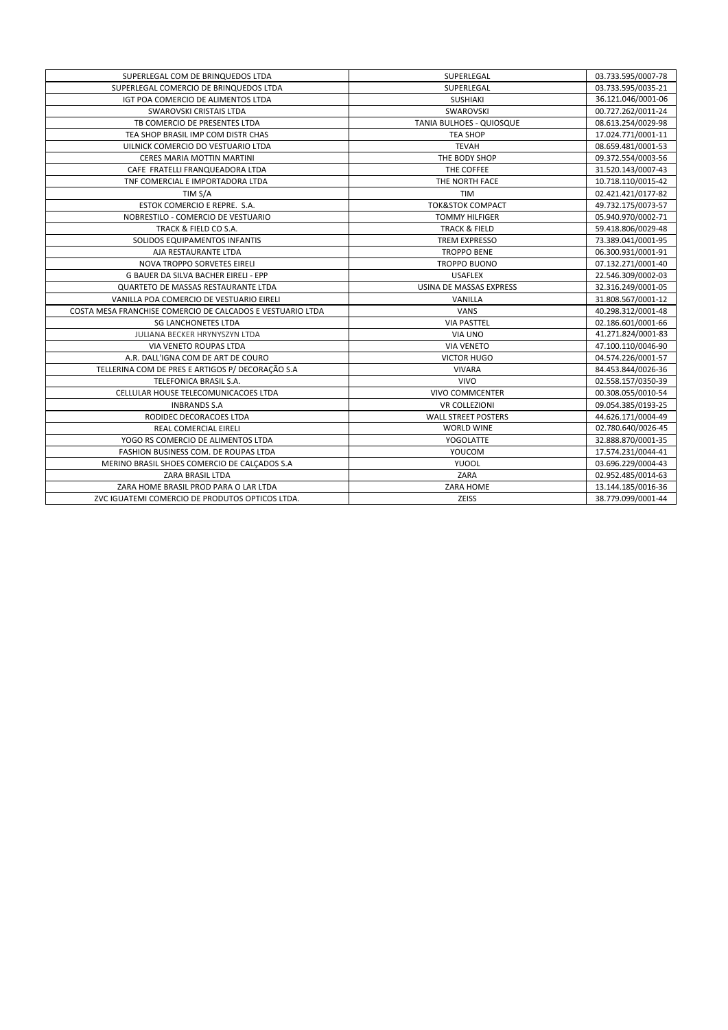| | | |
|---|---|---|
| SUPERLEGAL COM DE BRINQUEDOS LTDA | SUPERLEGAL | 03.733.595/0007-78 |
| SUPERLEGAL COMERCIO DE BRINQUEDOS LTDA | SUPERLEGAL | 03.733.595/0035-21 |
| IGT POA COMERCIO DE ALIMENTOS LTDA | SUSHIAKI | 36.121.046/0001-06 |
| SWAROVSKI CRISTAIS LTDA | SWAROVSKI | 00.727.262/0011-24 |
| TB COMERCIO DE PRESENTES LTDA | TANIA BULHOES - QUIOSQUE | 08.613.254/0029-98 |
| TEA SHOP BRASIL IMP COM DISTR CHAS | TEA SHOP | 17.024.771/0001-11 |
| UILNICK COMERCIO DO VESTUARIO LTDA | TEVAH | 08.659.481/0001-53 |
| CERES MARIA MOTTIN MARTINI | THE BODY SHOP | 09.372.554/0003-56 |
| CAFE FRATELLI FRANQUEADORA LTDA | THE COFFEE | 31.520.143/0007-43 |
| TNF COMERCIAL E IMPORTADORA LTDA | THE NORTH FACE | 10.718.110/0015-42 |
| TIM S/A | TIM | 02.421.421/0177-82 |
| ESTOK COMERCIO E REPRE. S.A. | TOK&STOK COMPACT | 49.732.175/0073-57 |
| NOBRESTILO - COMERCIO DE VESTUARIO | TOMMY HILFIGER | 05.940.970/0002-71 |
| TRACK & FIELD CO S.A. | TRACK & FIELD | 59.418.806/0029-48 |
| SOLIDOS EQUIPAMENTOS INFANTIS | TREM EXPRESSO | 73.389.041/0001-95 |
| AJA RESTAURANTE LTDA | TROPPO BENE | 06.300.931/0001-91 |
| NOVA TROPPO SORVETES EIRELI | TROPPO BUONO | 07.132.271/0001-40 |
| G BAUER DA SILVA BACHER EIRELI - EPP | USAFLEX | 22.546.309/0002-03 |
| QUARTETO DE MASSAS RESTAURANTE LTDA | USINA DE MASSAS EXPRESS | 32.316.249/0001-05 |
| VANILLA POA COMERCIO DE VESTUARIO EIRELI | VANILLA | 31.808.567/0001-12 |
| COSTA MESA FRANCHISE COMERCIO DE CALCADOS E VESTUARIO LTDA | VANS | 40.298.312/0001-48 |
| SG LANCHONETES LTDA | VIA PASTTEL | 02.186.601/0001-66 |
| JULIANA BECKER HRYNYSZYN LTDA | VIA UNO | 41.271.824/0001-83 |
| VIA VENETO ROUPAS LTDA | VIA VENETO | 47.100.110/0046-90 |
| A.R. DALL'IGNA COM DE ART DE COURO | VICTOR HUGO | 04.574.226/0001-57 |
| TELLERINA COM DE PRES E ARTIGOS P/ DECORAÇÃO S.A | VIVARA | 84.453.844/0026-36 |
| TELEFONICA BRASIL S.A. | VIVO | 02.558.157/0350-39 |
| CELLULAR HOUSE TELECOMUNICACOES LTDA | VIVO COMMCENTER | 00.308.055/0010-54 |
| INBRANDS S.A | VR COLLEZIONI | 09.054.385/0193-25 |
| RODIDEC DECORACOES LTDA | WALL STREET POSTERS | 44.626.171/0004-49 |
| REAL COMERCIAL EIRELI | WORLD WINE | 02.780.640/0026-45 |
| YOGO RS COMERCIO DE ALIMENTOS LTDA | YOGOLATTE | 32.888.870/0001-35 |
| FASHION BUSINESS COM. DE ROUPAS LTDA | YOUCOM | 17.574.231/0044-41 |
| MERINO BRASIL SHOES COMERCIO DE CALÇADOS S.A | YUOOL | 03.696.229/0004-43 |
| ZARA BRASIL LTDA | ZARA | 02.952.485/0014-63 |
| ZARA HOME BRASIL PROD PARA O LAR LTDA | ZARA HOME | 13.144.185/0016-36 |
| ZVC IGUATEMI COMERCIO DE PRODUTOS OPTICOS LTDA. | ZEISS | 38.779.099/0001-44 |